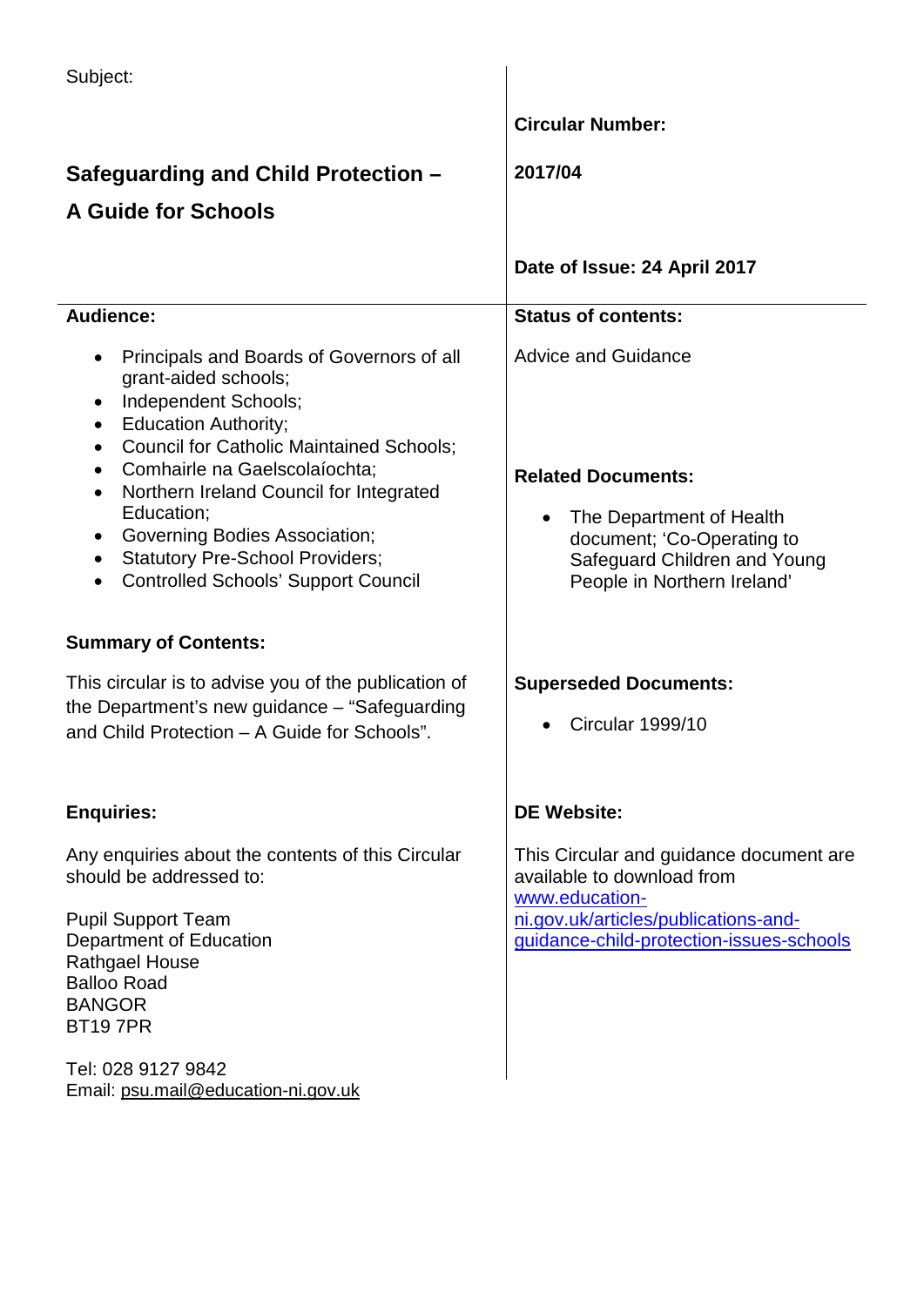Subject:

## Safeguarding and Child Protection – A Guide for Schools

**Circular Number:**

**2017/04**

**Date of Issue: 24 April 2017**

**Audience:**

- Principals and Boards of Governors of all grant-aided schools;
- Independent Schools;
- Education Authority;
- Council for Catholic Maintained Schools;
- Comhairle na Gaelscolaíochta;
- Northern Ireland Council for Integrated Education;
- Governing Bodies Association;
- Statutory Pre-School Providers;
- Controlled Schools' Support Council

**Status of contents:**

Advice and Guidance

**Related Documents:**

- The Department of Health document; 'Co-Operating to Safeguard Children and Young People in Northern Ireland'

**Summary of Contents:**

This circular is to advise you of the publication of the Department's new guidance – "Safeguarding and Child Protection – A Guide for Schools".

**Superseded Documents:**

- Circular 1999/10

**Enquiries:**

Any enquiries about the contents of this Circular should be addressed to:

Pupil Support Team
Department of Education
Rathgael House
Balloo Road
BANGOR
BT19 7PR

Tel: 028 9127 9842
Email: psu.mail@education-ni.gov.uk

**DE Website:**

This Circular and guidance document are available to download from www.education-ni.gov.uk/articles/publications-and-guidance-child-protection-issues-schools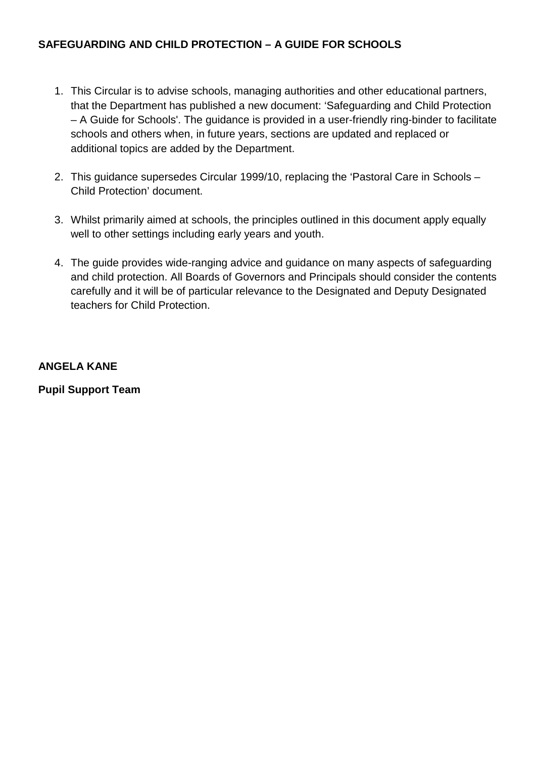**SAFEGUARDING AND CHILD PROTECTION – A GUIDE FOR SCHOOLS**

1. This Circular is to advise schools, managing authorities and other educational partners, that the Department has published a new document: 'Safeguarding and Child Protection – A Guide for Schools'. The guidance is provided in a user-friendly ring-binder to facilitate schools and others when, in future years, sections are updated and replaced or additional topics are added by the Department.

2. This guidance supersedes Circular 1999/10, replacing the 'Pastoral Care in Schools – Child Protection' document.

3. Whilst primarily aimed at schools, the principles outlined in this document apply equally well to other settings including early years and youth.

4. The guide provides wide-ranging advice and guidance on many aspects of safeguarding and child protection. All Boards of Governors and Principals should consider the contents carefully and it will be of particular relevance to the Designated and Deputy Designated teachers for Child Protection.

**ANGELA KANE**

**Pupil Support Team**